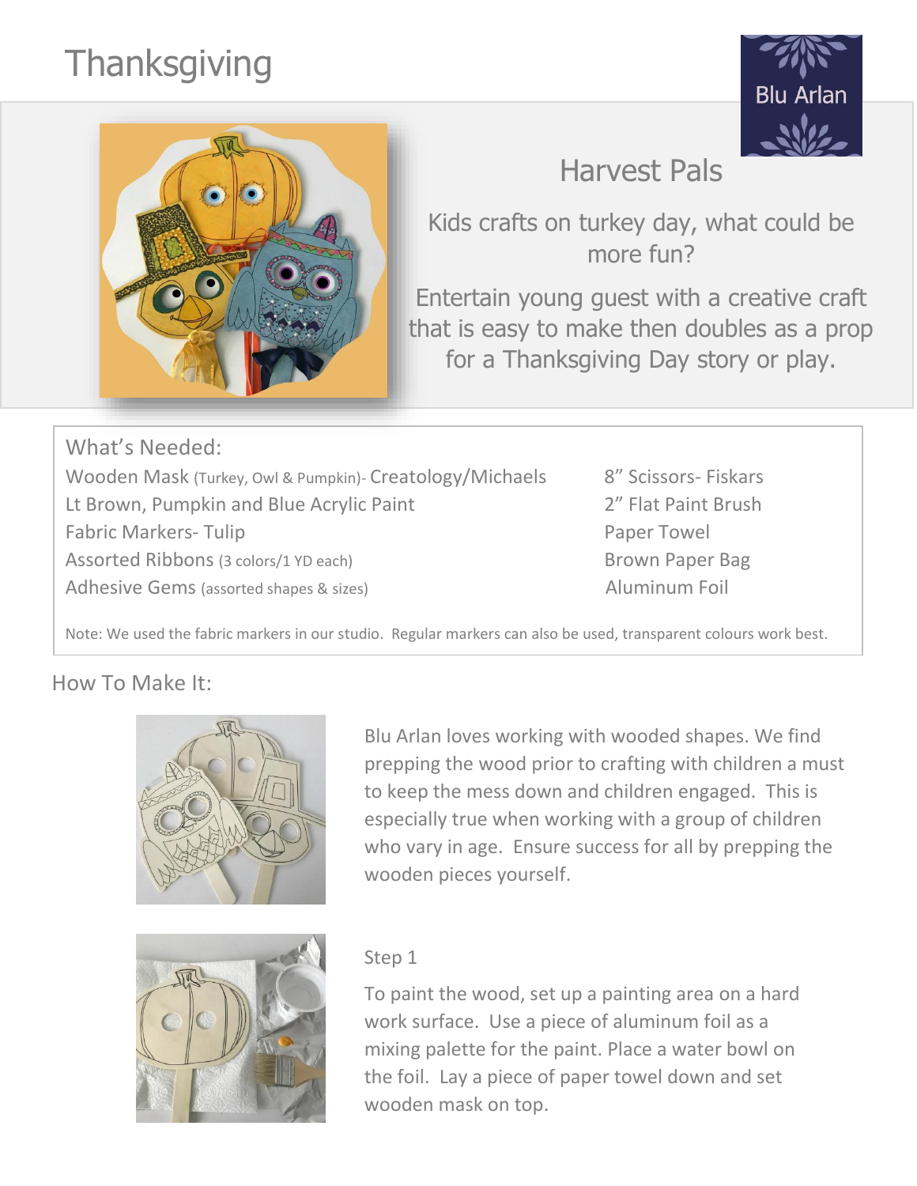# Thanksgiving

Blu Arlan

## Harvest Pals

Kids crafts on turkey day, what could be more fun?

Entertain young guest with a creative craft that is easy to make then doubles as a prop for a Thanksgiving Day story or play.

### What's Needed:

- Wooden Mask (Turkey, Owl & Pumpkin)- Creatology/Michaels
- Lt Brown, Pumpkin and Blue Acrylic Paint
- Fabric Markers- Tulip
- Assorted Ribbons (3 colors/1 YD each)
- Adhesive Gems (assorted shapes & sizes)
- 8" Scissors- Fiskars
- 2" Flat Paint Brush
- Paper Towel
- Brown Paper Bag
- Aluminum Foil

Note: We used the fabric markers in our studio. Regular markers can also be used, transparent colours work best.

### How To Make It:

Blu Arlan loves working with wooded shapes. We find prepping the wood prior to crafting with children a must to keep the mess down and children engaged. This is especially true when working with a group of children who vary in age. Ensure success for all by prepping the wooden pieces yourself.

Step 1

To paint the wood, set up a painting area on a hard work surface. Use a piece of aluminum foil as a mixing palette for the paint. Place a water bowl on the foil. Lay a piece of paper towel down and set wooden mask on top.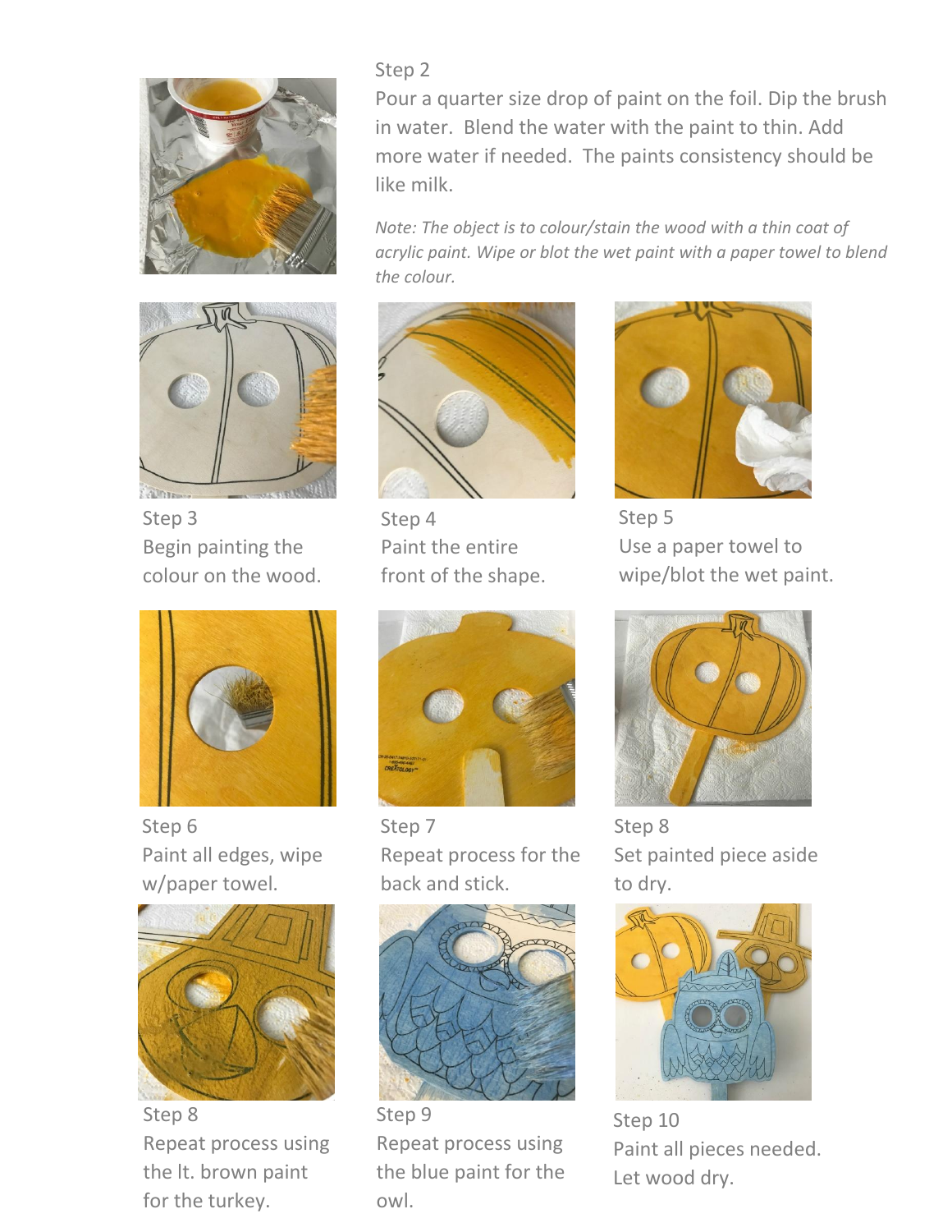Step 2

Pour a quarter size drop of paint on the foil. Dip the brush in water. Blend the water with the paint to thin. Add more water if needed. The paints consistency should be like milk.

*Note: The object is to colour/stain the wood with a thin coat of acrylic paint. Wipe or blot the wet paint with a paper towel to blend the colour.*

Step 3

Begin painting the colour on the wood.

Step 4

Paint the entire front of the shape.

Step 5

Use a paper towel to wipe/blot the wet paint.

Step 6

Paint all edges, wipe w/paper towel.

Step 7

Repeat process for the back and stick.

Step 8

Set painted piece aside to dry.

Step 8

Repeat process using the lt. brown paint for the turkey.

Step 9

Repeat process using the blue paint for the owl.

Step 10

Paint all pieces needed. Let wood dry.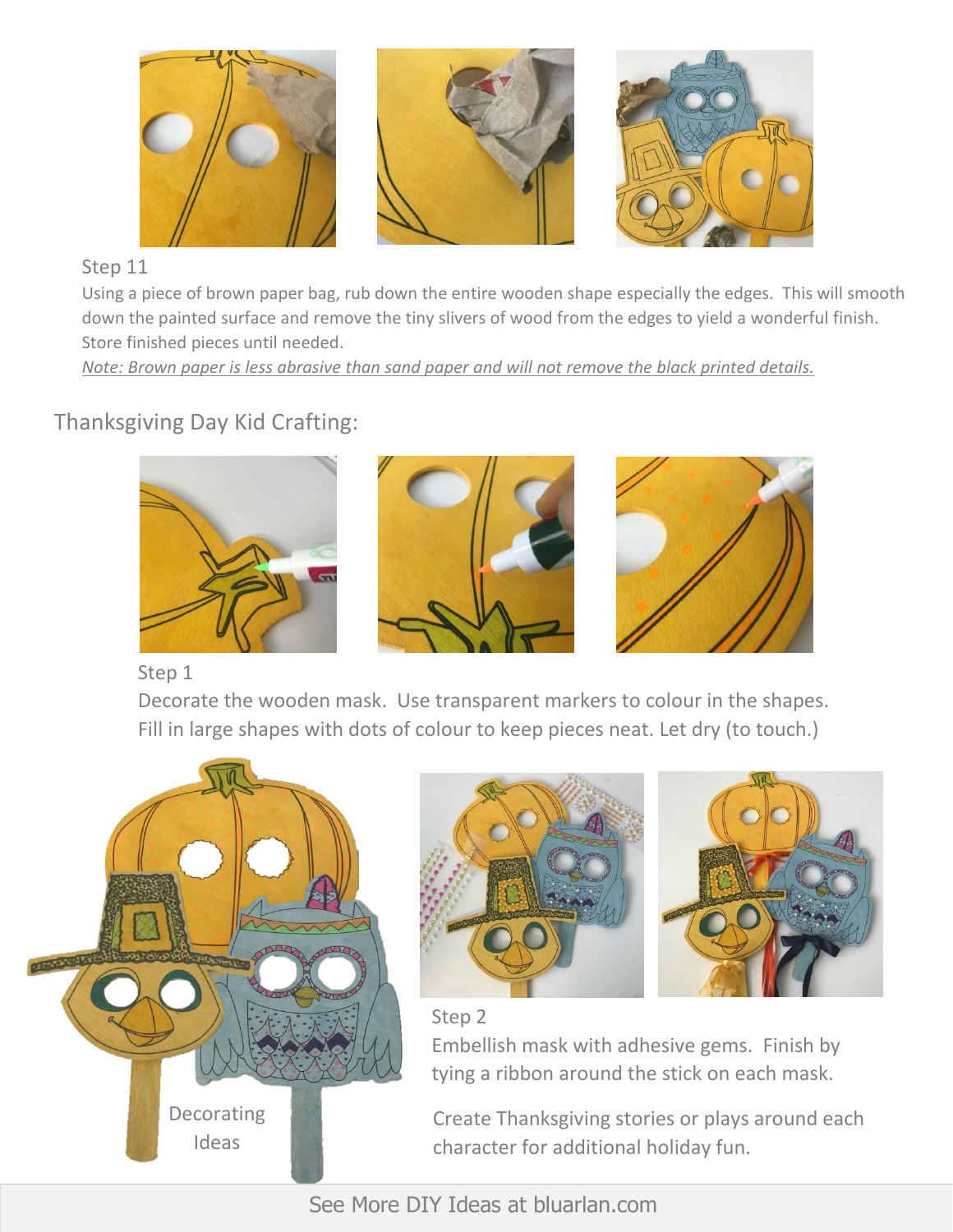Step 11

Using a piece of brown paper bag, rub down the entire wooden shape especially the edges. This will smooth down the painted surface and remove the tiny slivers of wood from the edges to yield a wonderful finish. Store finished pieces until needed.

*Note: Brown paper is less abrasive than sand paper and will not remove the black printed details.*

## Thanksgiving Day Kid Crafting:

Step 1

Decorate the wooden mask. Use transparent markers to colour in the shapes. Fill in large shapes with dots of colour to keep pieces neat. Let dry (to touch.)

Decorating Ideas

Step 2

Embellish mask with adhesive gems. Finish by tying a ribbon around the stick on each mask.

Create Thanksgiving stories or plays around each character for additional holiday fun.

See More DIY Ideas at bluarlan.com